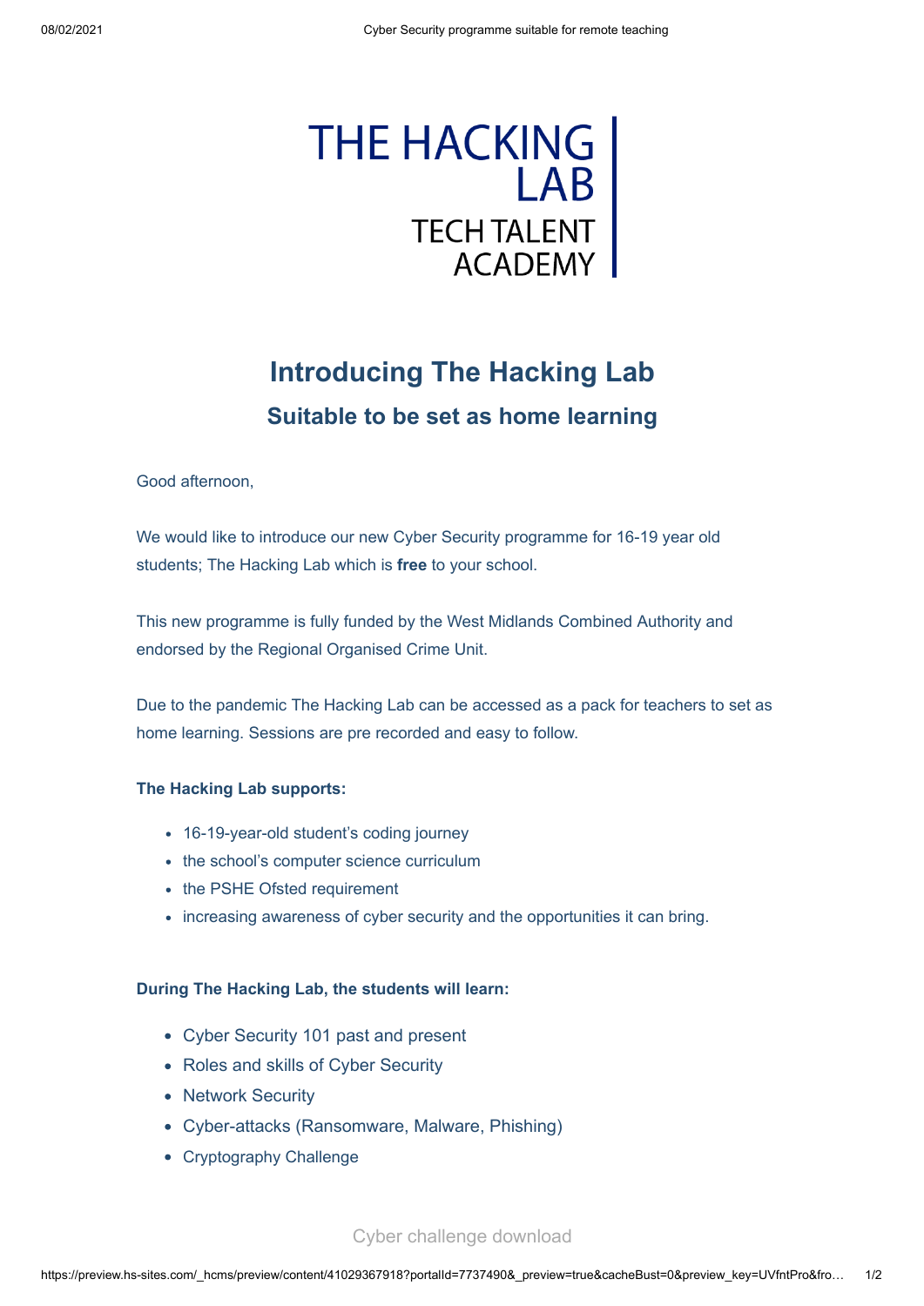THE HACKING LAB

TECH TALENT ACADEMY

# Introducing The Hacking Lab

## Suitable to be set as home learning

Good afternoon,

We would like to introduce our new Cyber Security programme for 16-19 year old students; The Hacking Lab which is **free** to your school.

This new programme is fully funded by the West Midlands Combined Authority and endorsed by the Regional Organised Crime Unit.

Due to the pandemic The Hacking Lab can be accessed as a pack for teachers to set as home learning. Sessions are pre recorded and easy to follow.

**The Hacking Lab supports:**

- 16-19-year-old student's coding journey
- the school's computer science curriculum
- the PSHE Ofsted requirement
- increasing awareness of cyber security and the opportunities it can bring.

**During The Hacking Lab, the students will learn:**

- Cyber Security 101 past and present
- Roles and skills of Cyber Security
- Network Security
- Cyber-attacks (Ransomware, Malware, Phishing)
- Cryptography Challenge

Cyber challenge download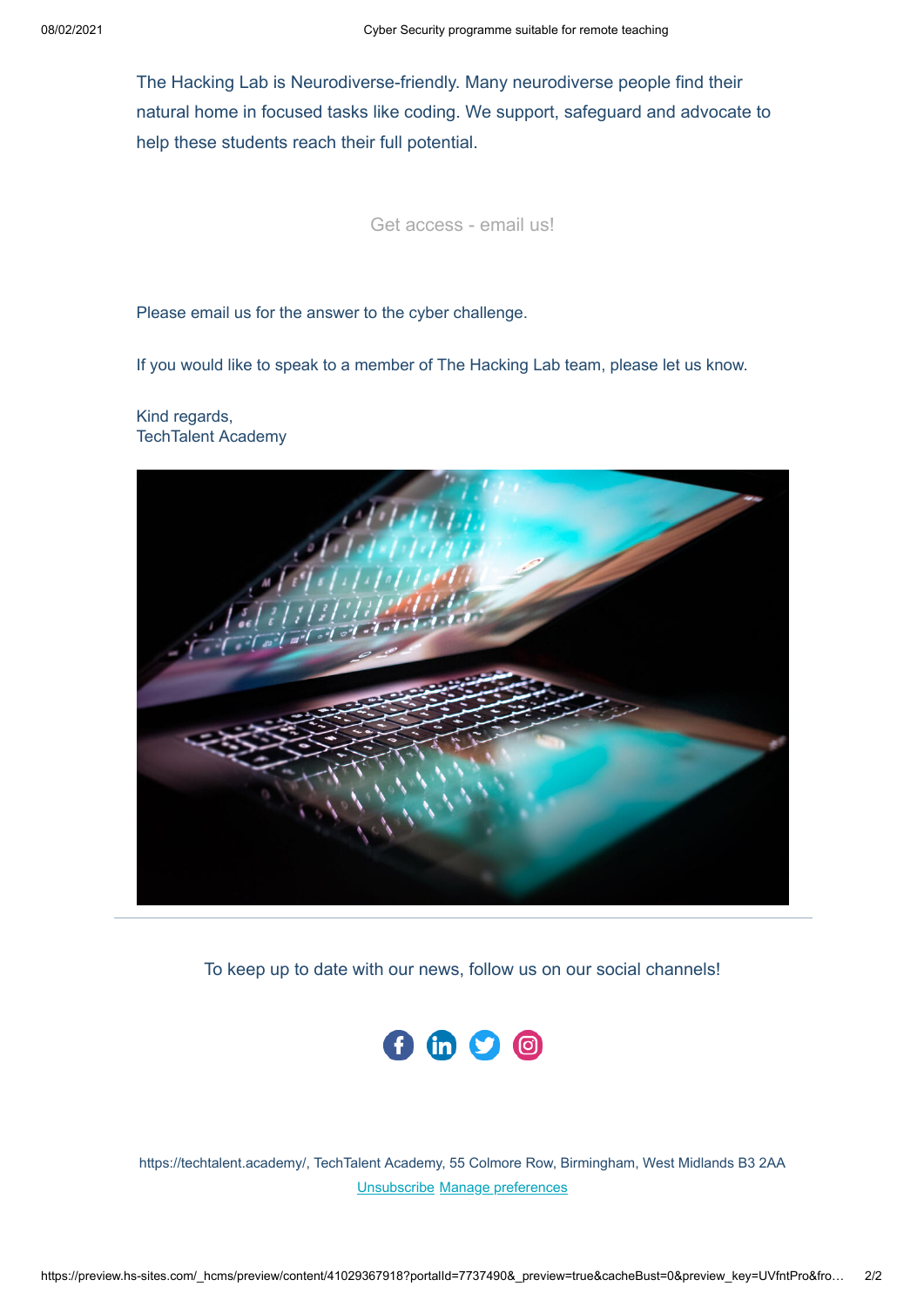The Hacking Lab is Neurodiverse-friendly. Many neurodiverse people find their natural home in focused tasks like coding. We support, safeguard and advocate to help these students reach their full potential.

Get access - email us!

Please email us for the answer to the cyber challenge.

If you would like to speak to a member of The Hacking Lab team, please let us know.

Kind regards,
TechTalent Academy

---

To keep up to date with our news, follow us on our social channels!

https://techtalent.academy/, TechTalent Academy, 55 Colmore Row, Birmingham, West Midlands B3 2AA
Unsubscribe Manage preferences